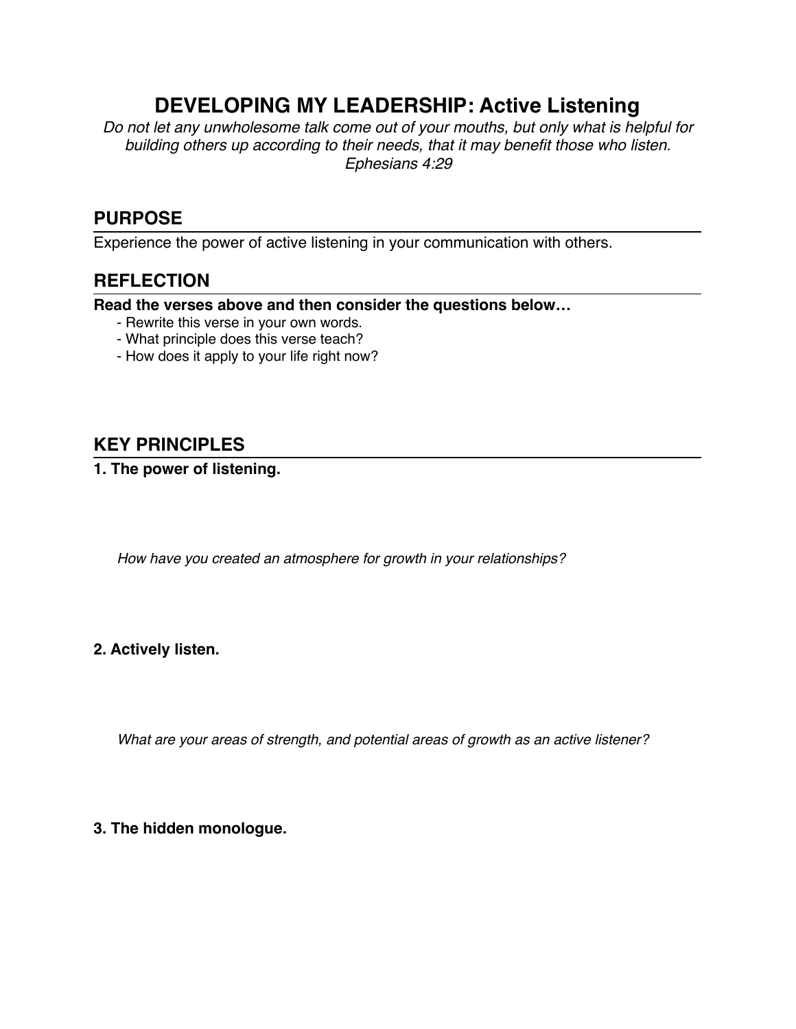# DEVELOPING MY LEADERSHIP: Active Listening

*Do not let any unwholesome talk come out of your mouths, but only what is helpful for building others up according to their needs, that it may benefit those who listen.*
*Ephesians 4:29*

## PURPOSE

Experience the power of active listening in your communication with others.

## REFLECTION

**Read the verses above and then consider the questions below…**

- Rewrite this verse in your own words.
- What principle does this verse teach?
- How does it apply to your life right now?

## KEY PRINCIPLES

**1. The power of listening.**

*How have you created an atmosphere for growth in your relationships?*

**2. Actively listen.**

*What are your areas of strength, and potential areas of growth as an active listener?*

**3. The hidden monologue.**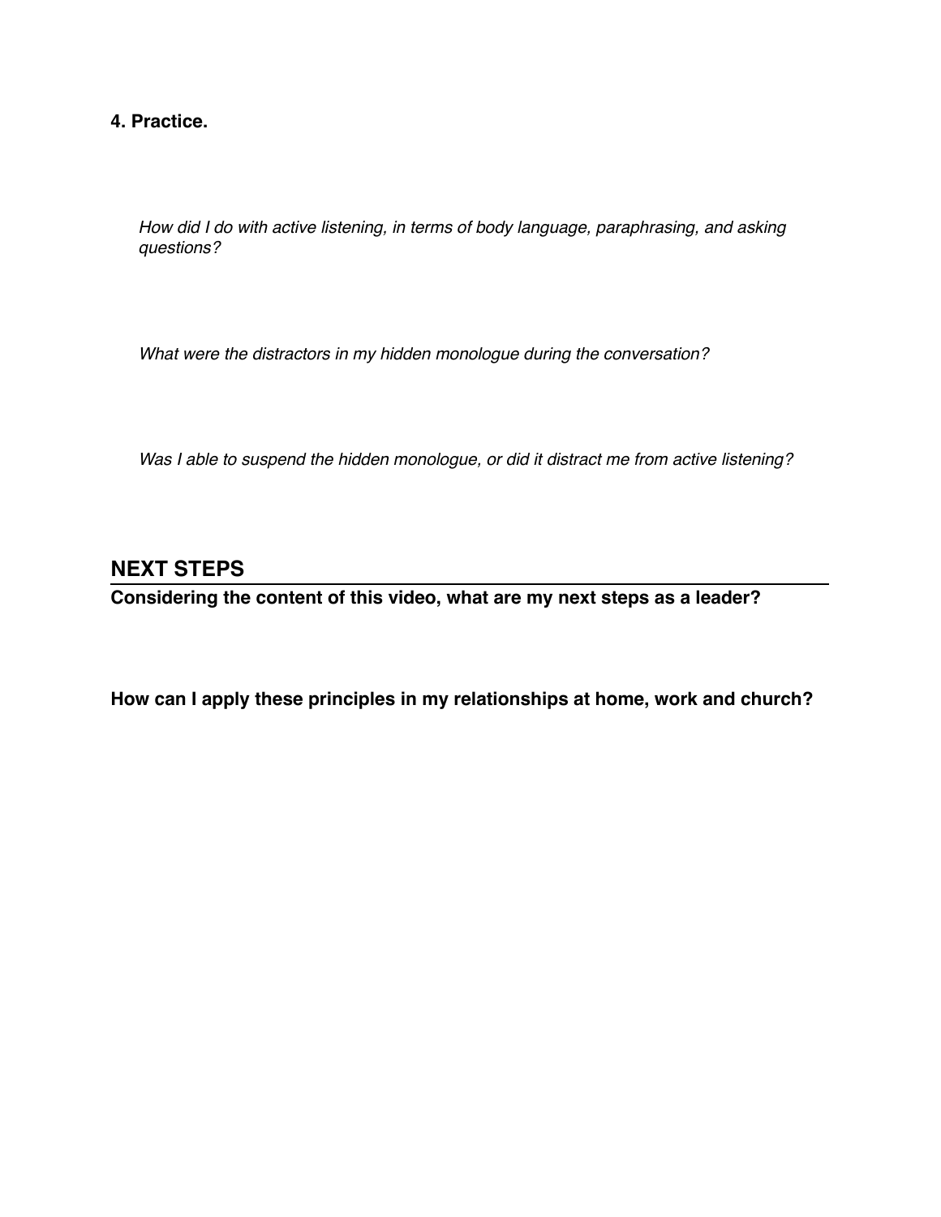**4. Practice.**

*How did I do with active listening, in terms of body language, paraphrasing, and asking questions?*

*What were the distractors in my hidden monologue during the conversation?*

*Was I able to suspend the hidden monologue, or did it distract me from active listening?*

## NEXT STEPS

**Considering the content of this video, what are my next steps as a leader?**

**How can I apply these principles in my relationships at home, work and church?**